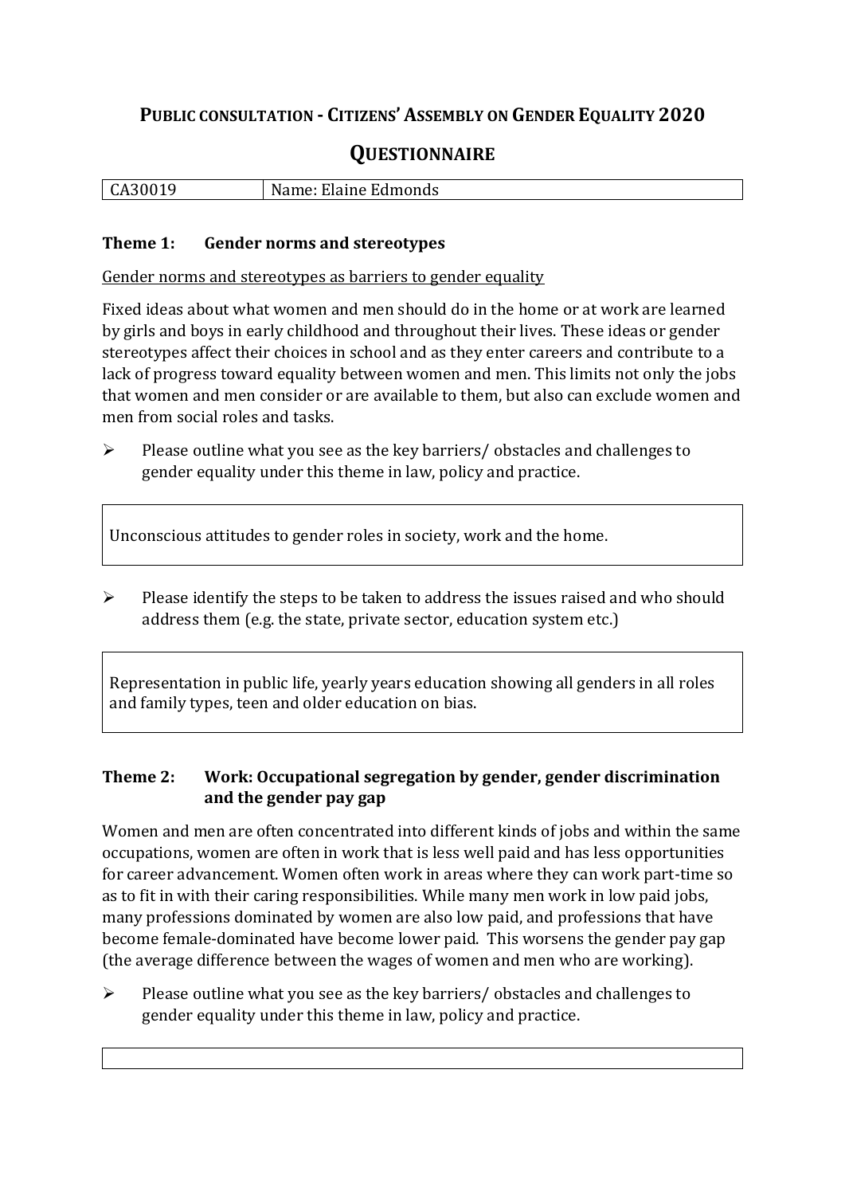# PUBLIC CONSULTATION - CITIZENS' ASSEMBLY ON GENDER EQUALITY 2020

## QUESTIONNAIRE

| CA30019 | Name: Elaine Edmonds |
|---|---|

### Theme 1: Gender norms and stereotypes

Gender norms and stereotypes as barriers to gender equality

Fixed ideas about what women and men should do in the home or at work are learned by girls and boys in early childhood and throughout their lives. These ideas or gender stereotypes affect their choices in school and as they enter careers and contribute to a lack of progress toward equality between women and men. This limits not only the jobs that women and men consider or are available to them, but also can exclude women and men from social roles and tasks.

- Please outline what you see as the key barriers/ obstacles and challenges to gender equality under this theme in law, policy and practice.

Unconscious attitudes to gender roles in society, work and the home.

- Please identify the steps to be taken to address the issues raised and who should address them (e.g. the state, private sector, education system etc.)

Representation in public life, yearly years education showing all genders in all roles and family types, teen and older education on bias.

### Theme 2: Work: Occupational segregation by gender, gender discrimination and the gender pay gap

Women and men are often concentrated into different kinds of jobs and within the same occupations, women are often in work that is less well paid and has less opportunities for career advancement. Women often work in areas where they can work part-time so as to fit in with their caring responsibilities. While many men work in low paid jobs, many professions dominated by women are also low paid, and professions that have become female-dominated have become lower paid. This worsens the gender pay gap (the average difference between the wages of women and men who are working).

- Please outline what you see as the key barriers/ obstacles and challenges to gender equality under this theme in law, policy and practice.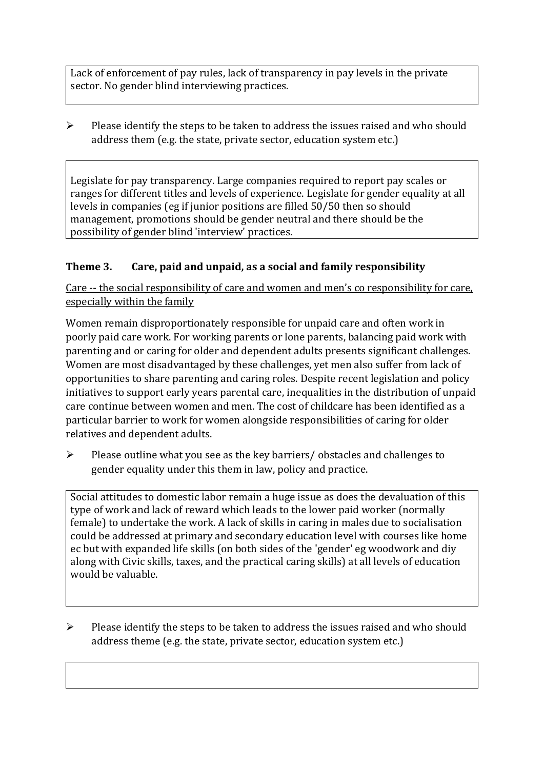Lack of enforcement of pay rules, lack of transparency in pay levels in the private sector. No gender blind interviewing practices.

➢ Please identify the steps to be taken to address the issues raised and who should address them (e.g. the state, private sector, education system etc.)

Legislate for pay transparency. Large companies required to report pay scales or ranges for different titles and levels of experience. Legislate for gender equality at all levels in companies (eg if junior positions are filled 50/50 then so should management, promotions should be gender neutral and there should be the possibility of gender blind 'interview' practices.

### Theme 3. Care, paid and unpaid, as a social and family responsibility

Care -- the social responsibility of care and women and men's co responsibility for care, especially within the family

Women remain disproportionately responsible for unpaid care and often work in poorly paid care work. For working parents or lone parents, balancing paid work with parenting and or caring for older and dependent adults presents significant challenges. Women are most disadvantaged by these challenges, yet men also suffer from lack of opportunities to share parenting and caring roles. Despite recent legislation and policy initiatives to support early years parental care, inequalities in the distribution of unpaid care continue between women and men. The cost of childcare has been identified as a particular barrier to work for women alongside responsibilities of caring for older relatives and dependent adults.

➢ Please outline what you see as the key barriers/ obstacles and challenges to gender equality under this them in law, policy and practice.

Social attitudes to domestic labor remain a huge issue as does the devaluation of this type of work and lack of reward which leads to the lower paid worker (normally female) to undertake the work. A lack of skills in caring in males due to socialisation could be addressed at primary and secondary education level with courses like home ec but with expanded life skills (on both sides of the 'gender' eg woodwork and diy along with Civic skills, taxes, and the practical caring skills) at all levels of education would be valuable.

➢ Please identify the steps to be taken to address the issues raised and who should address theme (e.g. the state, private sector, education system etc.)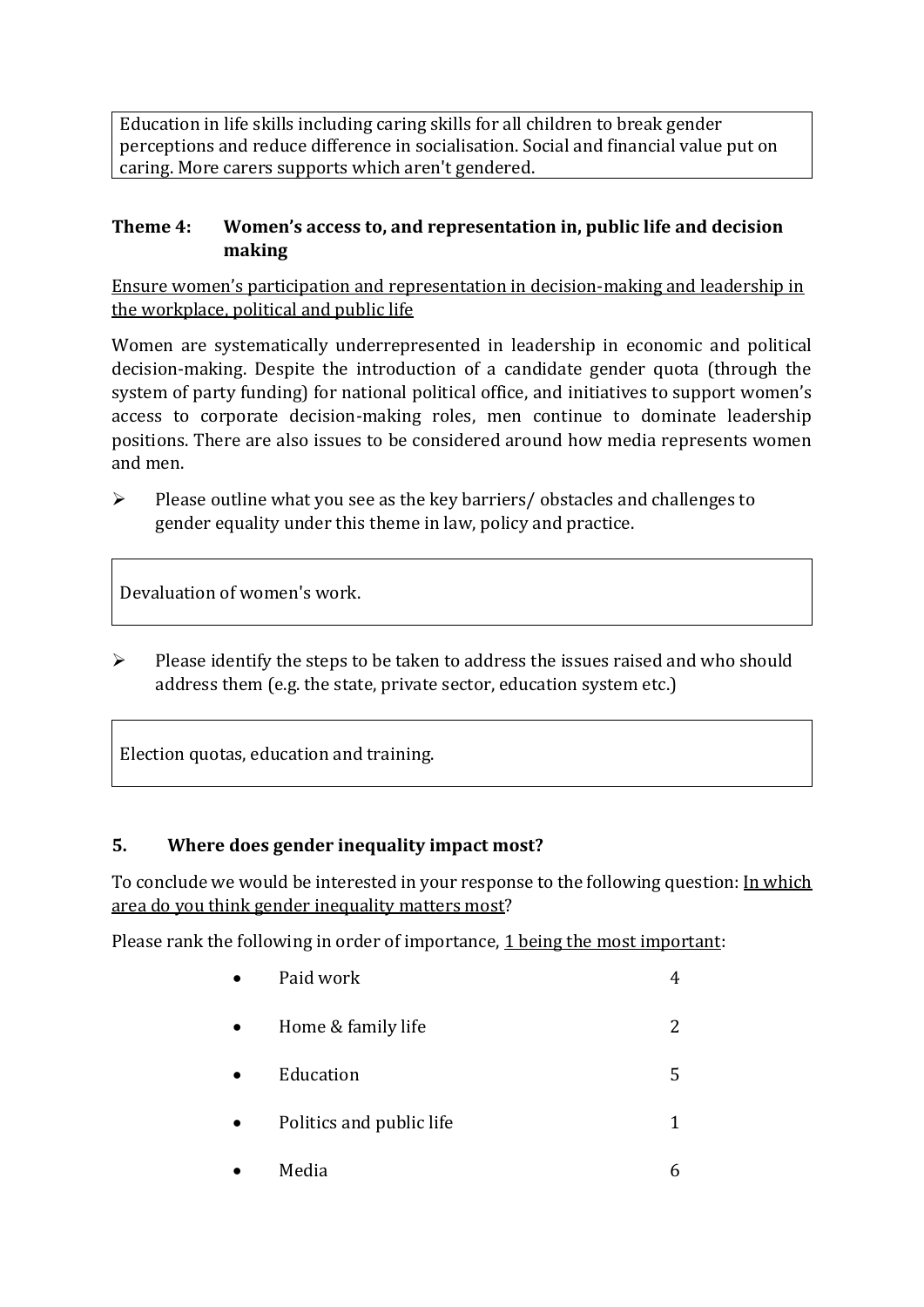Education in life skills including caring skills for all children to break gender perceptions and reduce difference in socialisation. Social and financial value put on caring. More carers supports which aren't gendered.

### Theme 4: Women's access to, and representation in, public life and decision making

Ensure women's participation and representation in decision-making and leadership in the workplace, political and public life

Women are systematically underrepresented in leadership in economic and political decision-making. Despite the introduction of a candidate gender quota (through the system of party funding) for national political office, and initiatives to support women's access to corporate decision-making roles, men continue to dominate leadership positions. There are also issues to be considered around how media represents women and men.

- Please outline what you see as the key barriers/ obstacles and challenges to gender equality under this theme in law, policy and practice.

Devaluation of women's work.

- Please identify the steps to be taken to address the issues raised and who should address them (e.g. the state, private sector, education system etc.)

Election quotas, education and training.

## 5. Where does gender inequality impact most?

To conclude we would be interested in your response to the following question: In which area do you think gender inequality matters most?

Please rank the following in order of importance, 1 being the most important:

| Area | Rank |
| --- | --- |
| Paid work | 4 |
| Home & family life | 2 |
| Education | 5 |
| Politics and public life | 1 |
| Media | 6 |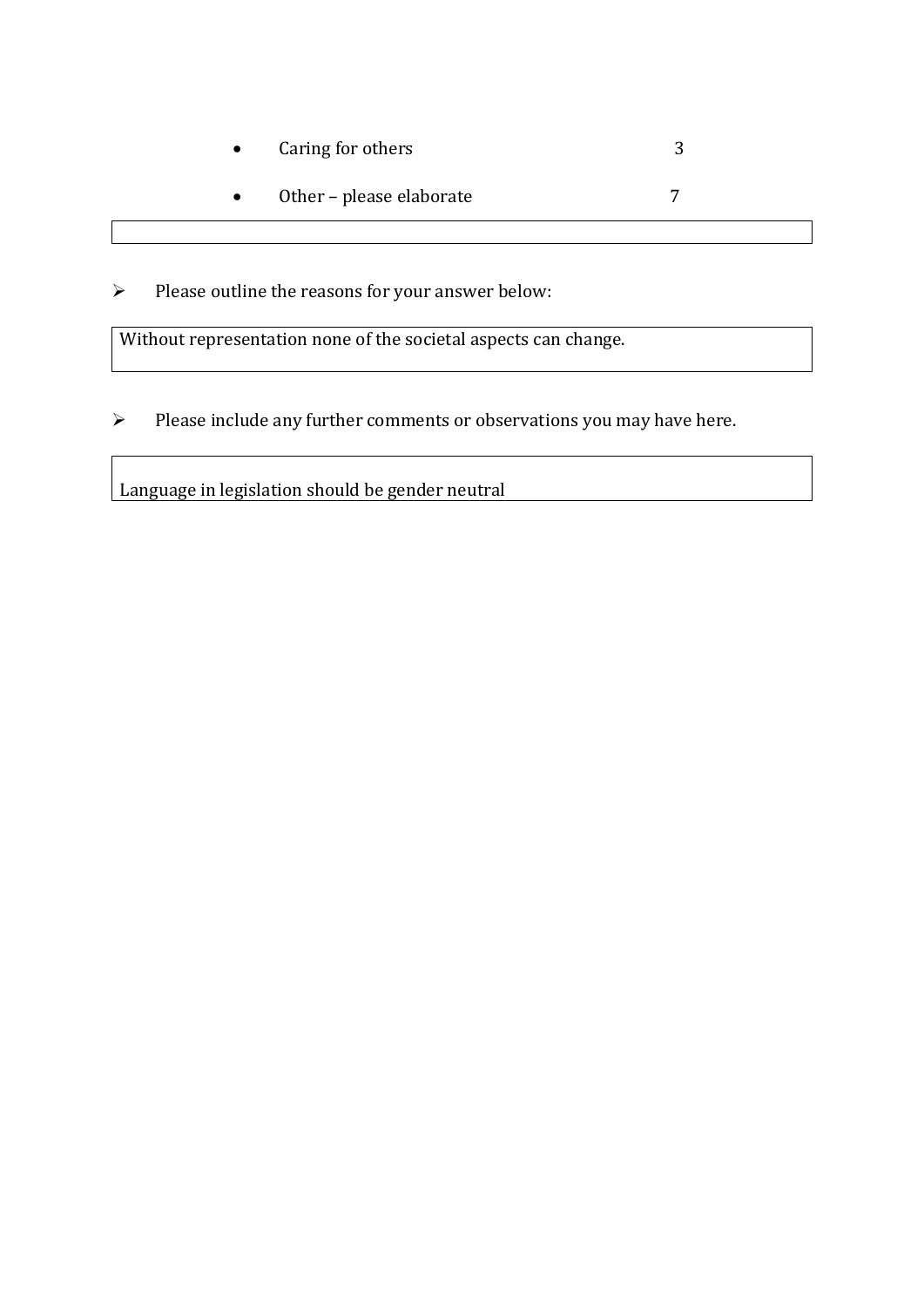- Caring for others 3
- Other – please elaborate 7

- Please outline the reasons for your answer below:

Without representation none of the societal aspects can change.

- Please include any further comments or observations you may have here.

Language in legislation should be gender neutral